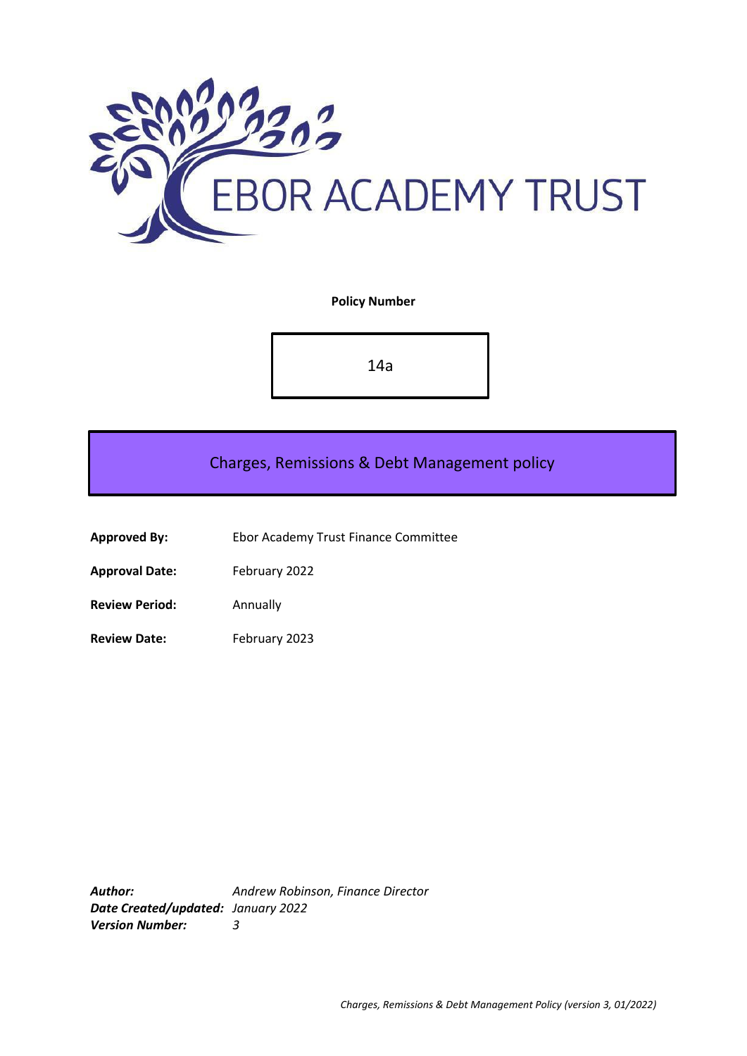EBOR ACADEMY TRUST

**Policy Number**

14a

# Charges, Remissions & Debt Management policy

**Approved By:** Ebor Academy Trust Finance Committee

**Approval Date:** February 2022

**Review Period:** Annually

**Review Date:** February 2023

***Author:*** *Andrew Robinson, Finance Director*
***Date Created/updated:*** *January 2022*
***Version Number:*** *3*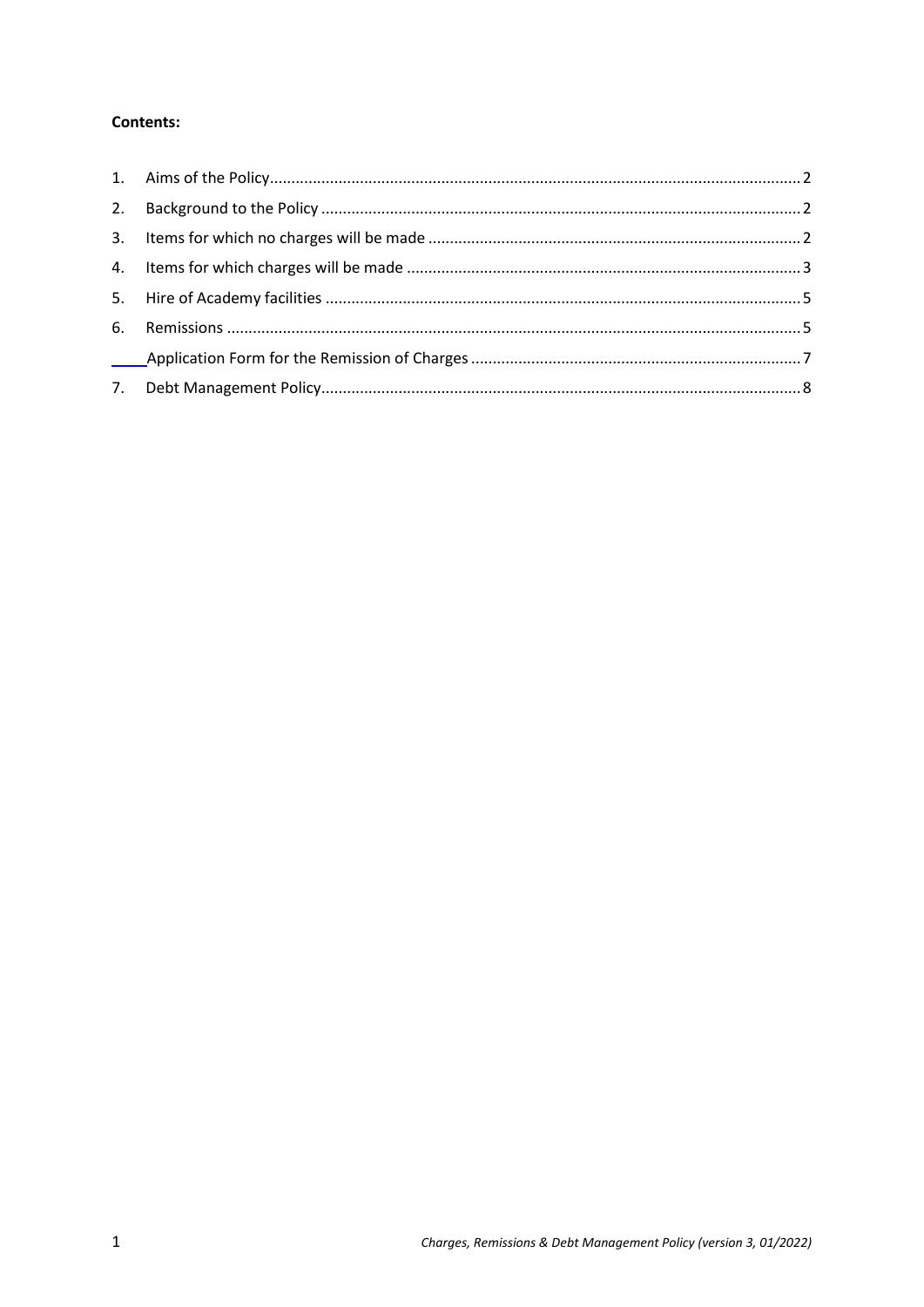**Contents:**

1. Aims of the Policy ........................................................................................................ 2
2. Background to the Policy ............................................................................................ 2
3. Items for which no charges will be made .................................................................... 2
4. Items for which charges will be made ........................................................................ 3
5. Hire of Academy facilities ........................................................................................... 5
6. Remissions .................................................................................................................. 5

    Application Form for the Remission of Charges .......................................................... 7

7. Debt Management Policy ............................................................................................ 8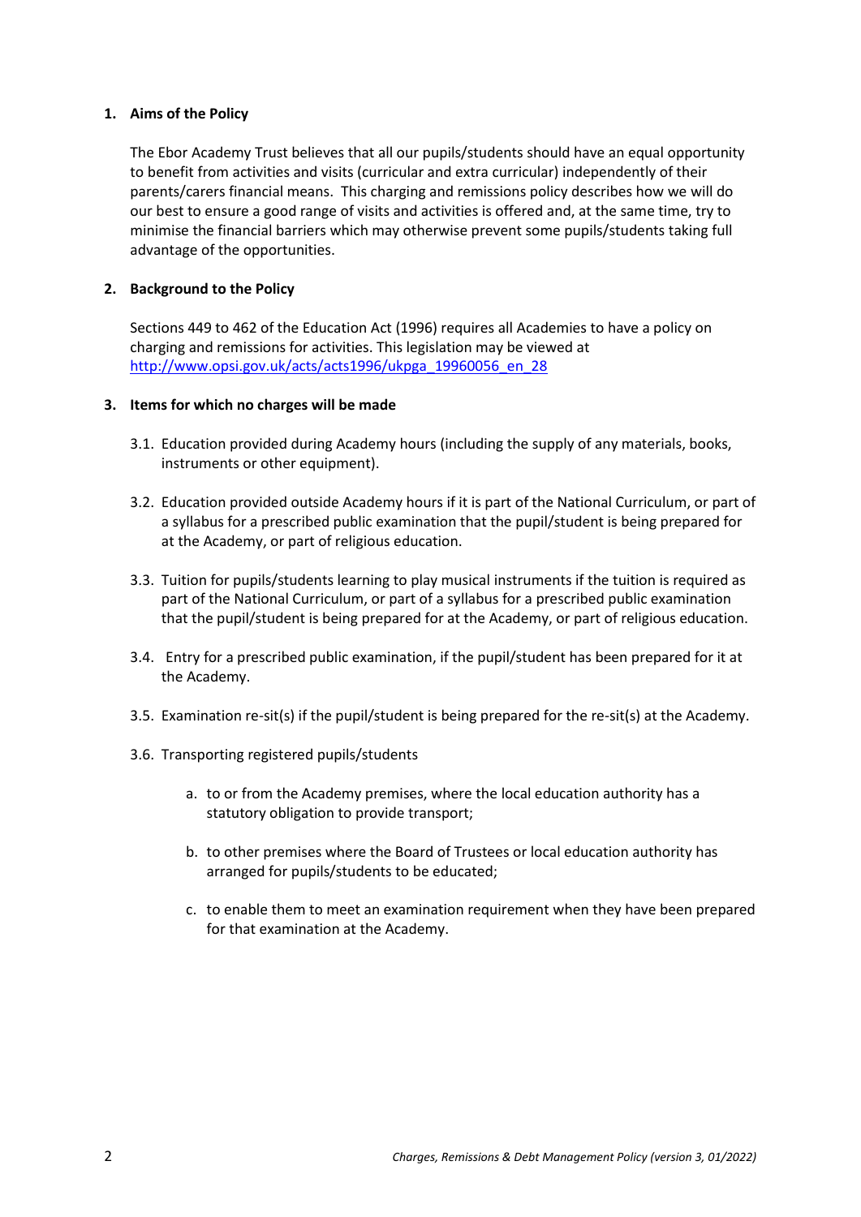## 1. Aims of the Policy

The Ebor Academy Trust believes that all our pupils/students should have an equal opportunity to benefit from activities and visits (curricular and extra curricular) independently of their parents/carers financial means. This charging and remissions policy describes how we will do our best to ensure a good range of visits and activities is offered and, at the same time, try to minimise the financial barriers which may otherwise prevent some pupils/students taking full advantage of the opportunities.

## 2. Background to the Policy

Sections 449 to 462 of the Education Act (1996) requires all Academies to have a policy on charging and remissions for activities. This legislation may be viewed at [http://www.opsi.gov.uk/acts/acts1996/ukpga_19960056_en_28](http://www.opsi.gov.uk/acts/acts1996/ukpga_19960056_en_28)

## 3. Items for which no charges will be made

3.1. Education provided during Academy hours (including the supply of any materials, books, instruments or other equipment).

3.2. Education provided outside Academy hours if it is part of the National Curriculum, or part of a syllabus for a prescribed public examination that the pupil/student is being prepared for at the Academy, or part of religious education.

3.3. Tuition for pupils/students learning to play musical instruments if the tuition is required as part of the National Curriculum, or part of a syllabus for a prescribed public examination that the pupil/student is being prepared for at the Academy, or part of religious education.

3.4. Entry for a prescribed public examination, if the pupil/student has been prepared for it at the Academy.

3.5. Examination re-sit(s) if the pupil/student is being prepared for the re-sit(s) at the Academy.

3.6. Transporting registered pupils/students

a. to or from the Academy premises, where the local education authority has a statutory obligation to provide transport;

b. to other premises where the Board of Trustees or local education authority has arranged for pupils/students to be educated;

c. to enable them to meet an examination requirement when they have been prepared for that examination at the Academy.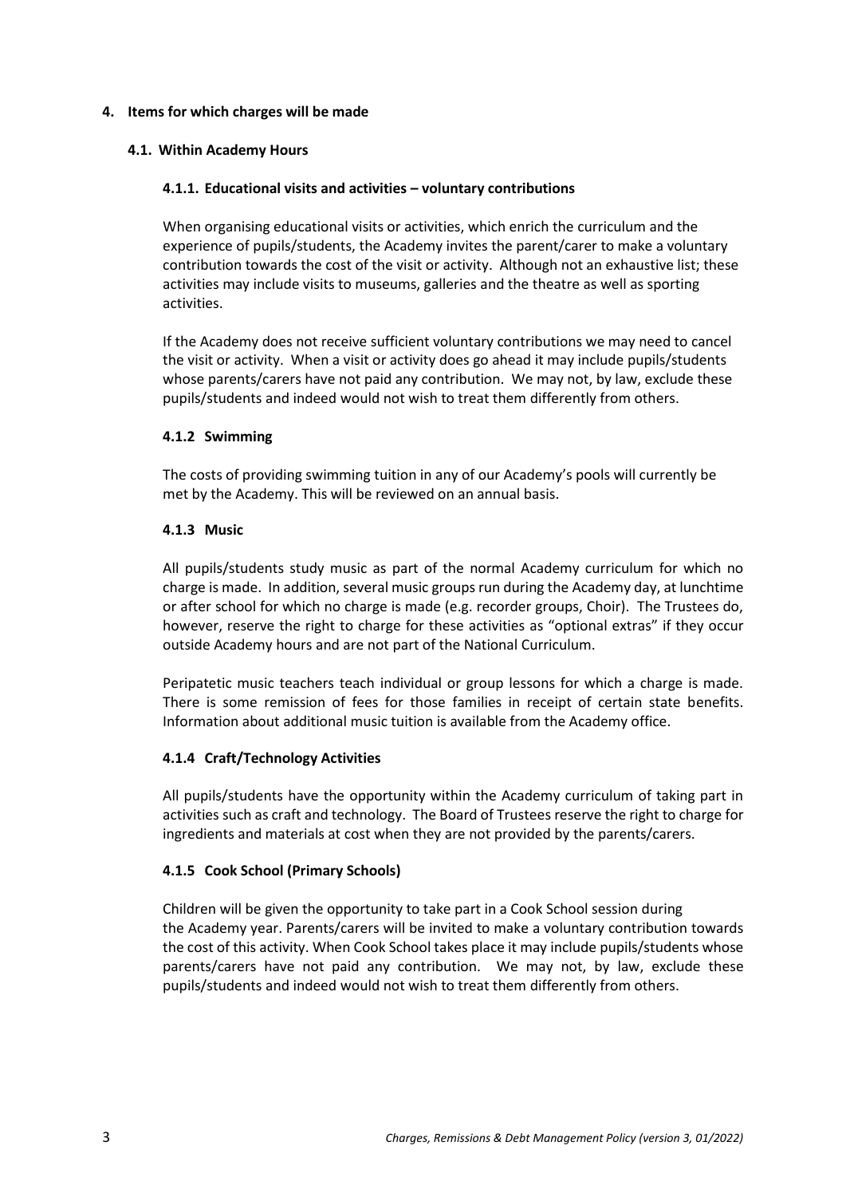## 4. Items for which charges will be made

### 4.1. Within Academy Hours

#### 4.1.1. Educational visits and activities – voluntary contributions

When organising educational visits or activities, which enrich the curriculum and the experience of pupils/students, the Academy invites the parent/carer to make a voluntary contribution towards the cost of the visit or activity. Although not an exhaustive list; these activities may include visits to museums, galleries and the theatre as well as sporting activities.

If the Academy does not receive sufficient voluntary contributions we may need to cancel the visit or activity. When a visit or activity does go ahead it may include pupils/students whose parents/carers have not paid any contribution. We may not, by law, exclude these pupils/students and indeed would not wish to treat them differently from others.

#### 4.1.2 Swimming

The costs of providing swimming tuition in any of our Academy's pools will currently be met by the Academy. This will be reviewed on an annual basis.

#### 4.1.3 Music

All pupils/students study music as part of the normal Academy curriculum for which no charge is made. In addition, several music groups run during the Academy day, at lunchtime or after school for which no charge is made (e.g. recorder groups, Choir). The Trustees do, however, reserve the right to charge for these activities as "optional extras" if they occur outside Academy hours and are not part of the National Curriculum.

Peripatetic music teachers teach individual or group lessons for which a charge is made. There is some remission of fees for those families in receipt of certain state benefits. Information about additional music tuition is available from the Academy office.

#### 4.1.4 Craft/Technology Activities

All pupils/students have the opportunity within the Academy curriculum of taking part in activities such as craft and technology. The Board of Trustees reserve the right to charge for ingredients and materials at cost when they are not provided by the parents/carers.

#### 4.1.5 Cook School (Primary Schools)

Children will be given the opportunity to take part in a Cook School session during the Academy year. Parents/carers will be invited to make a voluntary contribution towards the cost of this activity. When Cook School takes place it may include pupils/students whose parents/carers have not paid any contribution. We may not, by law, exclude these pupils/students and indeed would not wish to treat them differently from others.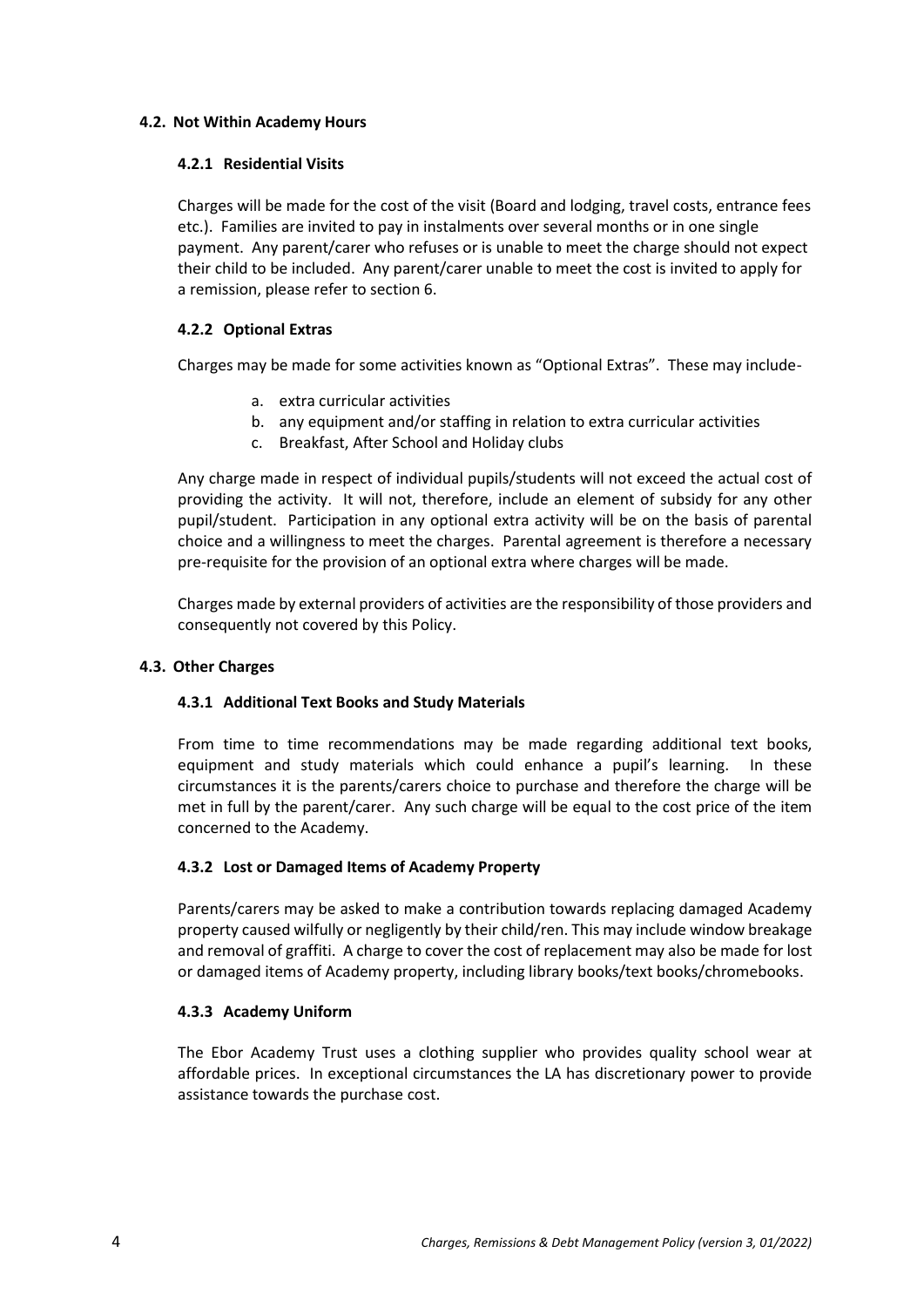### 4.2. Not Within Academy Hours

#### 4.2.1 Residential Visits

Charges will be made for the cost of the visit (Board and lodging, travel costs, entrance fees etc.). Families are invited to pay in instalments over several months or in one single payment. Any parent/carer who refuses or is unable to meet the charge should not expect their child to be included. Any parent/carer unable to meet the cost is invited to apply for a remission, please refer to section 6.

#### 4.2.2 Optional Extras

Charges may be made for some activities known as "Optional Extras". These may include-

a. extra curricular activities
b. any equipment and/or staffing in relation to extra curricular activities
c. Breakfast, After School and Holiday clubs

Any charge made in respect of individual pupils/students will not exceed the actual cost of providing the activity. It will not, therefore, include an element of subsidy for any other pupil/student. Participation in any optional extra activity will be on the basis of parental choice and a willingness to meet the charges. Parental agreement is therefore a necessary pre-requisite for the provision of an optional extra where charges will be made.

Charges made by external providers of activities are the responsibility of those providers and consequently not covered by this Policy.

### 4.3. Other Charges

#### 4.3.1 Additional Text Books and Study Materials

From time to time recommendations may be made regarding additional text books, equipment and study materials which could enhance a pupil's learning. In these circumstances it is the parents/carers choice to purchase and therefore the charge will be met in full by the parent/carer. Any such charge will be equal to the cost price of the item concerned to the Academy.

#### 4.3.2 Lost or Damaged Items of Academy Property

Parents/carers may be asked to make a contribution towards replacing damaged Academy property caused wilfully or negligently by their child/ren. This may include window breakage and removal of graffiti. A charge to cover the cost of replacement may also be made for lost or damaged items of Academy property, including library books/text books/chromebooks.

#### 4.3.3 Academy Uniform

The Ebor Academy Trust uses a clothing supplier who provides quality school wear at affordable prices. In exceptional circumstances the LA has discretionary power to provide assistance towards the purchase cost.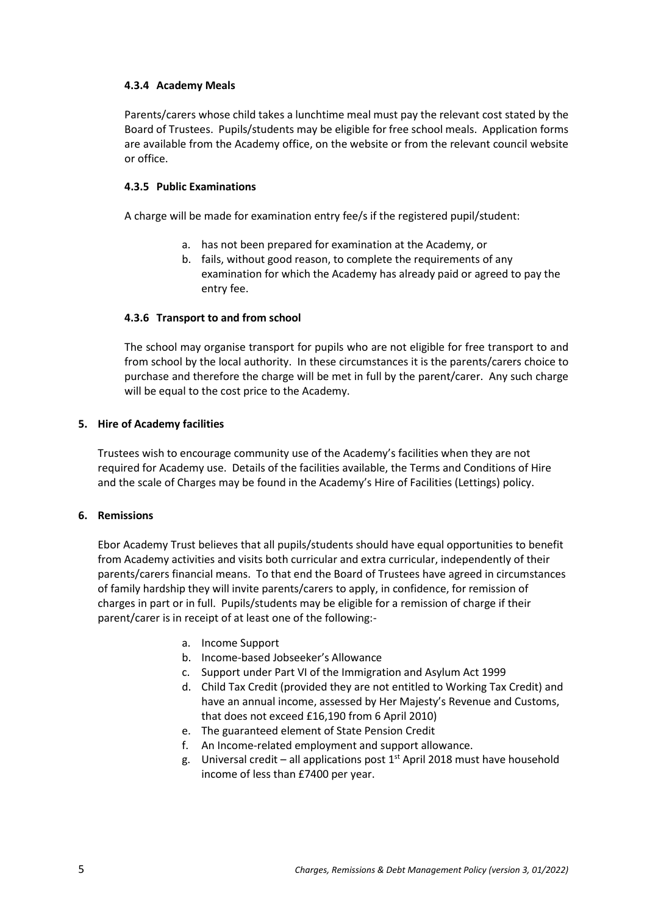#### 4.3.4 Academy Meals

Parents/carers whose child takes a lunchtime meal must pay the relevant cost stated by the Board of Trustees. Pupils/students may be eligible for free school meals. Application forms are available from the Academy office, on the website or from the relevant council website or office.

#### 4.3.5 Public Examinations

A charge will be made for examination entry fee/s if the registered pupil/student:

a. has not been prepared for examination at the Academy, or
b. fails, without good reason, to complete the requirements of any examination for which the Academy has already paid or agreed to pay the entry fee.

#### 4.3.6 Transport to and from school

The school may organise transport for pupils who are not eligible for free transport to and from school by the local authority. In these circumstances it is the parents/carers choice to purchase and therefore the charge will be met in full by the parent/carer. Any such charge will be equal to the cost price to the Academy.

## 5. Hire of Academy facilities

Trustees wish to encourage community use of the Academy's facilities when they are not required for Academy use. Details of the facilities available, the Terms and Conditions of Hire and the scale of Charges may be found in the Academy's Hire of Facilities (Lettings) policy.

## 6. Remissions

Ebor Academy Trust believes that all pupils/students should have equal opportunities to benefit from Academy activities and visits both curricular and extra curricular, independently of their parents/carers financial means. To that end the Board of Trustees have agreed in circumstances of family hardship they will invite parents/carers to apply, in confidence, for remission of charges in part or in full. Pupils/students may be eligible for a remission of charge if their parent/carer is in receipt of at least one of the following:-

a. Income Support
b. Income-based Jobseeker's Allowance
c. Support under Part VI of the Immigration and Asylum Act 1999
d. Child Tax Credit (provided they are not entitled to Working Tax Credit) and have an annual income, assessed by Her Majesty's Revenue and Customs, that does not exceed £16,190 from 6 April 2010)
e. The guaranteed element of State Pension Credit
f. An Income-related employment and support allowance.
g. Universal credit – all applications post 1st April 2018 must have household income of less than £7400 per year.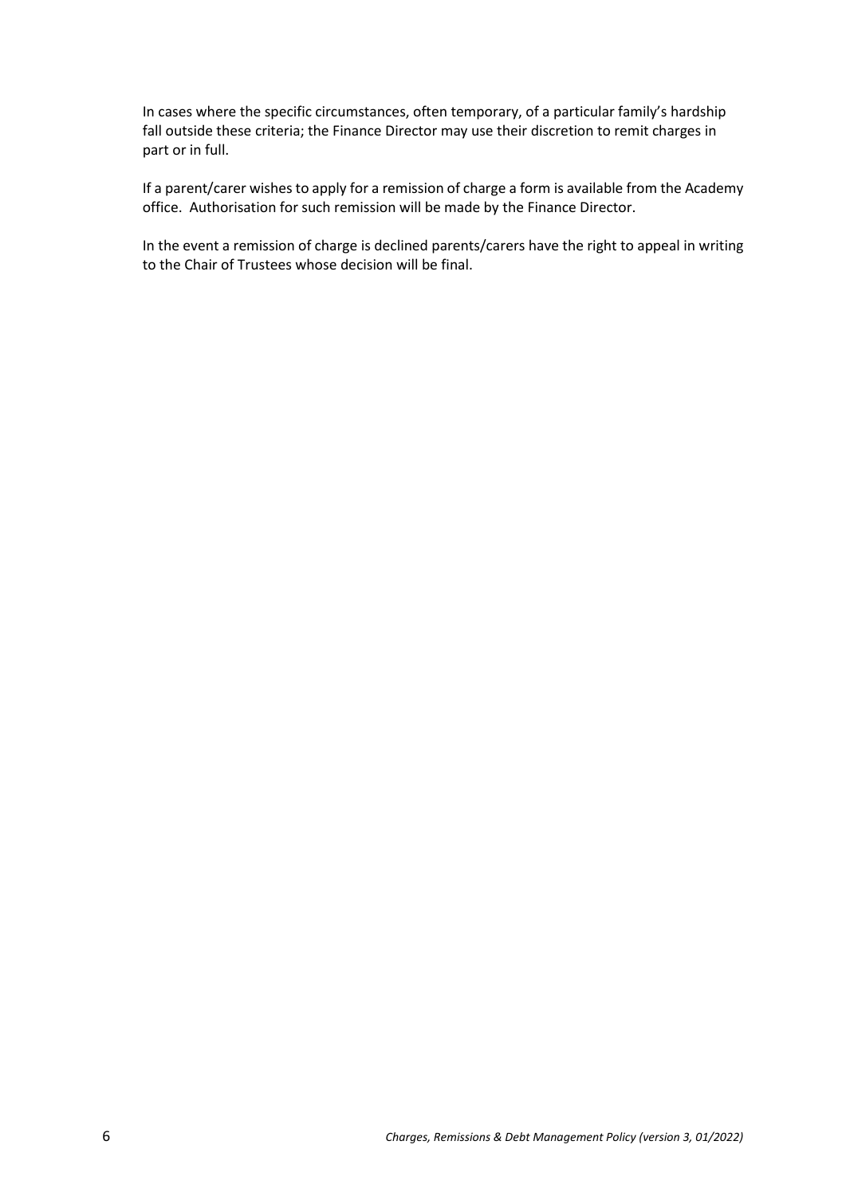In cases where the specific circumstances, often temporary, of a particular family's hardship fall outside these criteria; the Finance Director may use their discretion to remit charges in part or in full.

If a parent/carer wishes to apply for a remission of charge a form is available from the Academy office. Authorisation for such remission will be made by the Finance Director.

In the event a remission of charge is declined parents/carers have the right to appeal in writing to the Chair of Trustees whose decision will be final.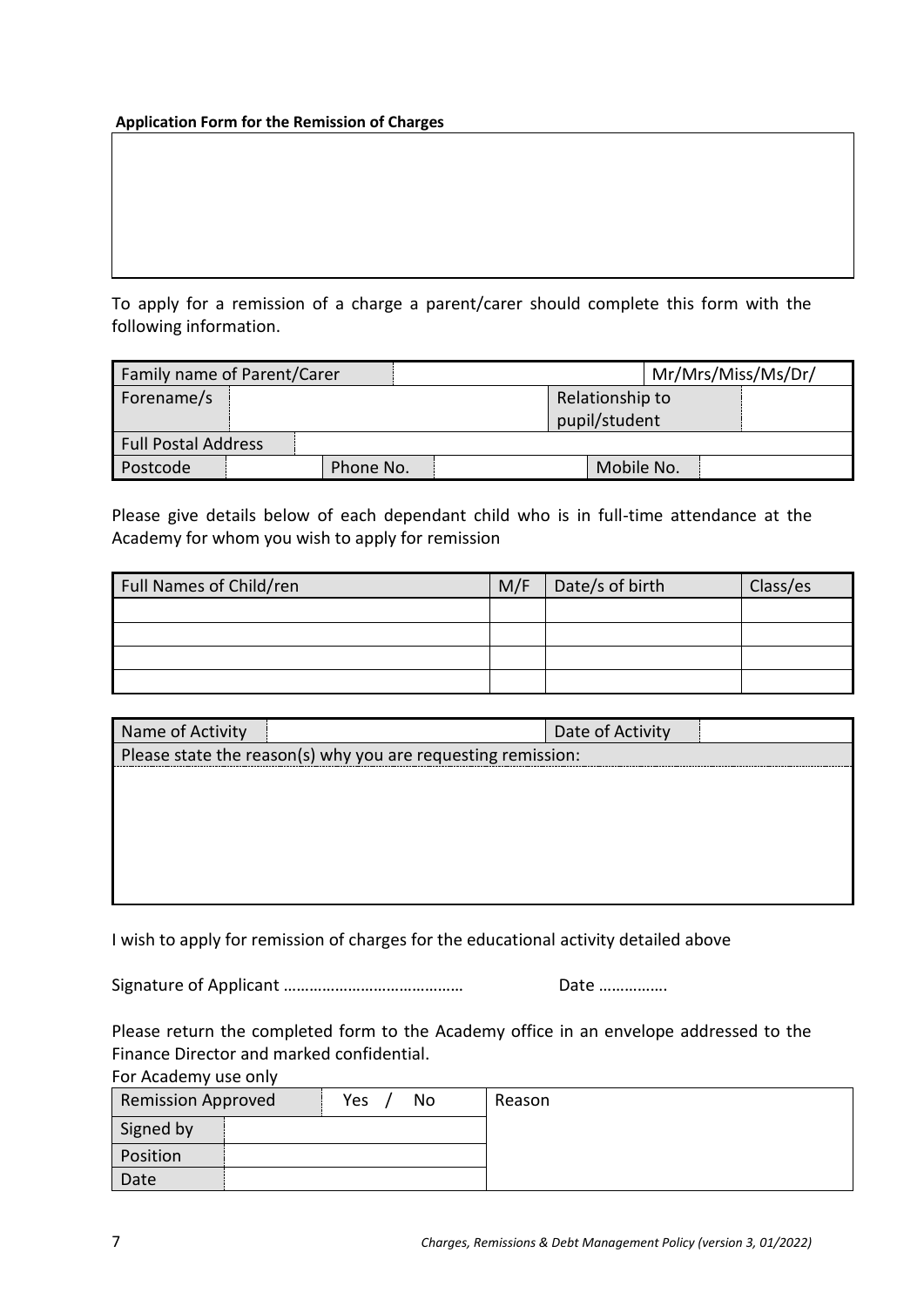**Application Form for the Remission of Charges**

To apply for a remission of a charge a parent/carer should complete this form with the following information.

| Family name of Parent/Carer | | | Mr/Mrs/Miss/Ms/Dr/ |
|---|---|---|---|
| Forename/s | | Relationship to pupil/student | |
| Full Postal Address | | | |
| Postcode | | Phone No. | | Mobile No. | |

Please give details below of each dependant child who is in full-time attendance at the Academy for whom you wish to apply for remission

| Full Names of Child/ren | M/F | Date/s of birth | Class/es |
|---|---|---|---|
| | | | |
| | | | |
| | | | |
| | | | |

| Name of Activity | | Date of Activity | |
|---|---|---|---|
| Please state the reason(s) why you are requesting remission: | | | |
| | | | |

I wish to apply for remission of charges for the educational activity detailed above

Signature of Applicant …………………………………… Date …………….

Please return the completed form to the Academy office in an envelope addressed to the Finance Director and marked confidential.

For Academy use only

| Remission Approved | Yes / No | Reason |
|---|---|---|
| Signed by | | |
| Position | | |
| Date | | |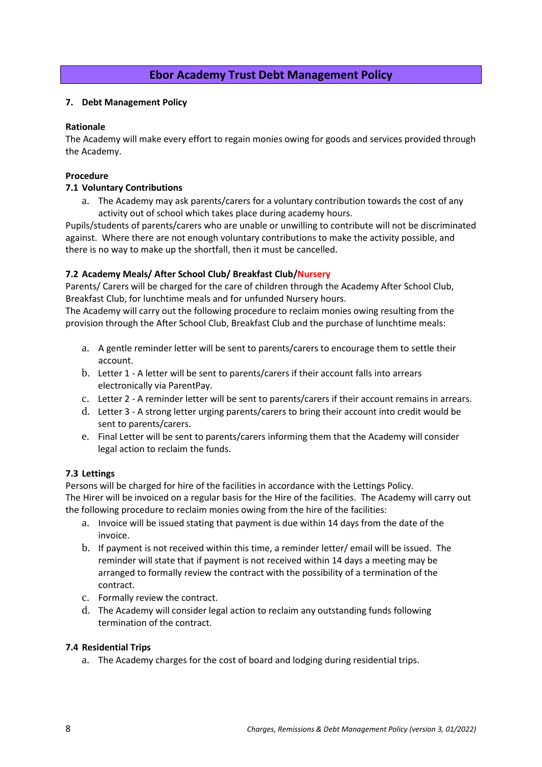# Ebor Academy Trust Debt Management Policy

**7. Debt Management Policy**

**Rationale**

The Academy will make every effort to regain monies owing for goods and services provided through the Academy.

**Procedure**

**7.1 Voluntary Contributions**

a. The Academy may ask parents/carers for a voluntary contribution towards the cost of any activity out of school which takes place during academy hours.

Pupils/students of parents/carers who are unable or unwilling to contribute will not be discriminated against. Where there are not enough voluntary contributions to make the activity possible, and there is no way to make up the shortfall, then it must be cancelled.

**7.2 Academy Meals/ After School Club/ Breakfast Club/Nursery**

Parents/ Carers will be charged for the care of children through the Academy After School Club, Breakfast Club, for lunchtime meals and for unfunded Nursery hours.

The Academy will carry out the following procedure to reclaim monies owing resulting from the provision through the After School Club, Breakfast Club and the purchase of lunchtime meals:

a. A gentle reminder letter will be sent to parents/carers to encourage them to settle their account.
b. Letter 1 - A letter will be sent to parents/carers if their account falls into arrears electronically via ParentPay.
c. Letter 2 - A reminder letter will be sent to parents/carers if their account remains in arrears.
d. Letter 3 - A strong letter urging parents/carers to bring their account into credit would be sent to parents/carers.
e. Final Letter will be sent to parents/carers informing them that the Academy will consider legal action to reclaim the funds.

**7.3 Lettings**

Persons will be charged for hire of the facilities in accordance with the Lettings Policy.

The Hirer will be invoiced on a regular basis for the Hire of the facilities. The Academy will carry out the following procedure to reclaim monies owing from the hire of the facilities:

a. Invoice will be issued stating that payment is due within 14 days from the date of the invoice.
b. If payment is not received within this time, a reminder letter/ email will be issued. The reminder will state that if payment is not received within 14 days a meeting may be arranged to formally review the contract with the possibility of a termination of the contract.
c. Formally review the contract.
d. The Academy will consider legal action to reclaim any outstanding funds following termination of the contract.

**7.4 Residential Trips**

a. The Academy charges for the cost of board and lodging during residential trips.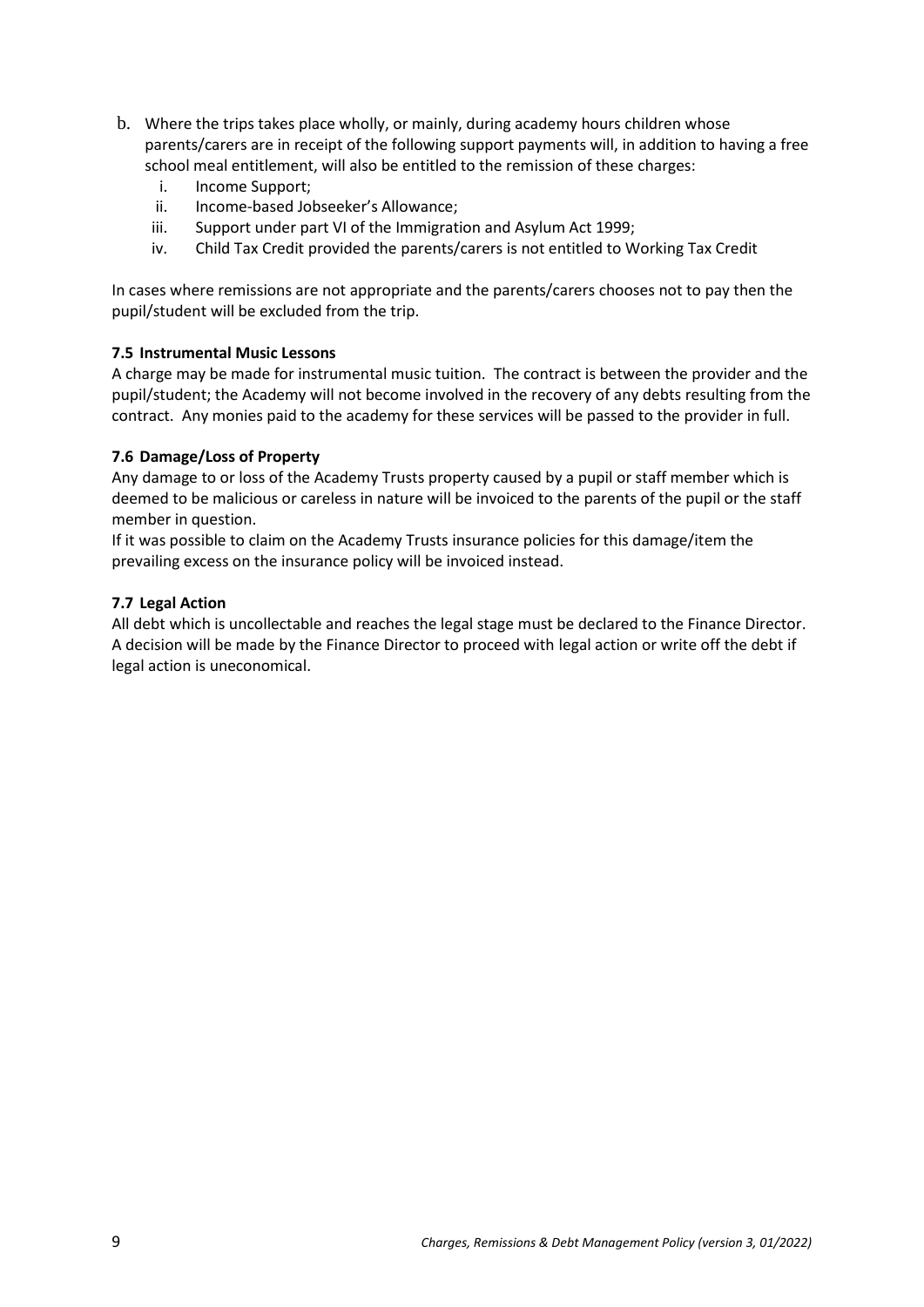b. Where the trips takes place wholly, or mainly, during academy hours children whose parents/carers are in receipt of the following support payments will, in addition to having a free school meal entitlement, will also be entitled to the remission of these charges:
   i. Income Support;
   ii. Income-based Jobseeker's Allowance;
   iii. Support under part VI of the Immigration and Asylum Act 1999;
   iv. Child Tax Credit provided the parents/carers is not entitled to Working Tax Credit

In cases where remissions are not appropriate and the parents/carers chooses not to pay then the pupil/student will be excluded from the trip.

### 7.5 Instrumental Music Lessons

A charge may be made for instrumental music tuition. The contract is between the provider and the pupil/student; the Academy will not become involved in the recovery of any debts resulting from the contract. Any monies paid to the academy for these services will be passed to the provider in full.

### 7.6 Damage/Loss of Property

Any damage to or loss of the Academy Trusts property caused by a pupil or staff member which is deemed to be malicious or careless in nature will be invoiced to the parents of the pupil or the staff member in question.

If it was possible to claim on the Academy Trusts insurance policies for this damage/item the prevailing excess on the insurance policy will be invoiced instead.

### 7.7 Legal Action

All debt which is uncollectable and reaches the legal stage must be declared to the Finance Director. A decision will be made by the Finance Director to proceed with legal action or write off the debt if legal action is uneconomical.